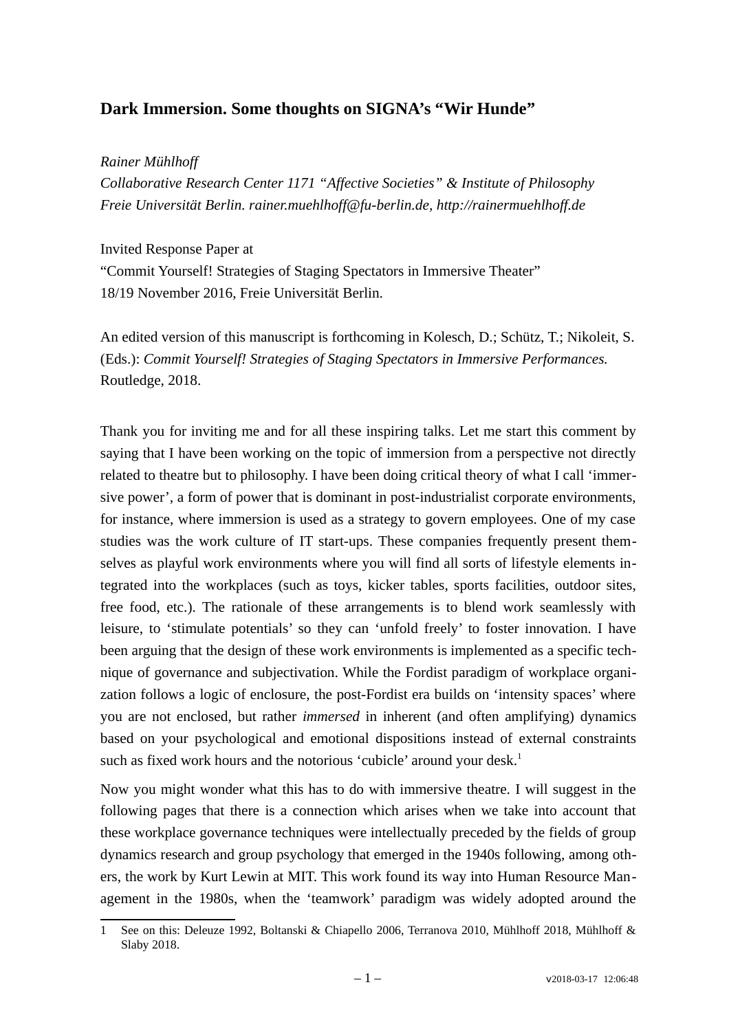## Dark Immersion. Some thoughts on SIGNA's "Wir Hunde"

*Rainer Mühlhoff*

*Collaborative Research Center 1171 "Affective Societies" & Institute of Philosophy*
*Freie Universität Berlin. rainer.muehlhoff@fu-berlin.de, http://rainermuehlhoff.de*

Invited Response Paper at
"Commit Yourself! Strategies of Staging Spectators in Immersive Theater"
18/19 November 2016, Freie Universität Berlin.

An edited version of this manuscript is forthcoming in Kolesch, D.; Schütz, T.; Nikoleit, S. (Eds.): *Commit Yourself! Strategies of Staging Spectators in Immersive Performances.* Routledge, 2018.

Thank you for inviting me and for all these inspiring talks. Let me start this comment by saying that I have been working on the topic of immersion from a perspective not directly related to theatre but to philosophy. I have been doing critical theory of what I call 'immersive power', a form of power that is dominant in post-industrialist corporate environments, for instance, where immersion is used as a strategy to govern employees. One of my case studies was the work culture of IT start-ups. These companies frequently present themselves as playful work environments where you will find all sorts of lifestyle elements integrated into the workplaces (such as toys, kicker tables, sports facilities, outdoor sites, free food, etc.). The rationale of these arrangements is to blend work seamlessly with leisure, to 'stimulate potentials' so they can 'unfold freely' to foster innovation. I have been arguing that the design of these work environments is implemented as a specific technique of governance and subjectivation. While the Fordist paradigm of workplace organization follows a logic of enclosure, the post-Fordist era builds on 'intensity spaces' where you are not enclosed, but rather *immersed* in inherent (and often amplifying) dynamics based on your psychological and emotional dispositions instead of external constraints such as fixed work hours and the notorious 'cubicle' around your desk.[1]

Now you might wonder what this has to do with immersive theatre. I will suggest in the following pages that there is a connection which arises when we take into account that these workplace governance techniques were intellectually preceded by the fields of group dynamics research and group psychology that emerged in the 1940s following, among others, the work by Kurt Lewin at MIT. This work found its way into Human Resource Management in the 1980s, when the 'teamwork' paradigm was widely adopted around the

---

1 See on this: Deleuze 1992, Boltanski & Chiapello 2006, Terranova 2010, Mühlhoff 2018, Mühlhoff & Slaby 2018.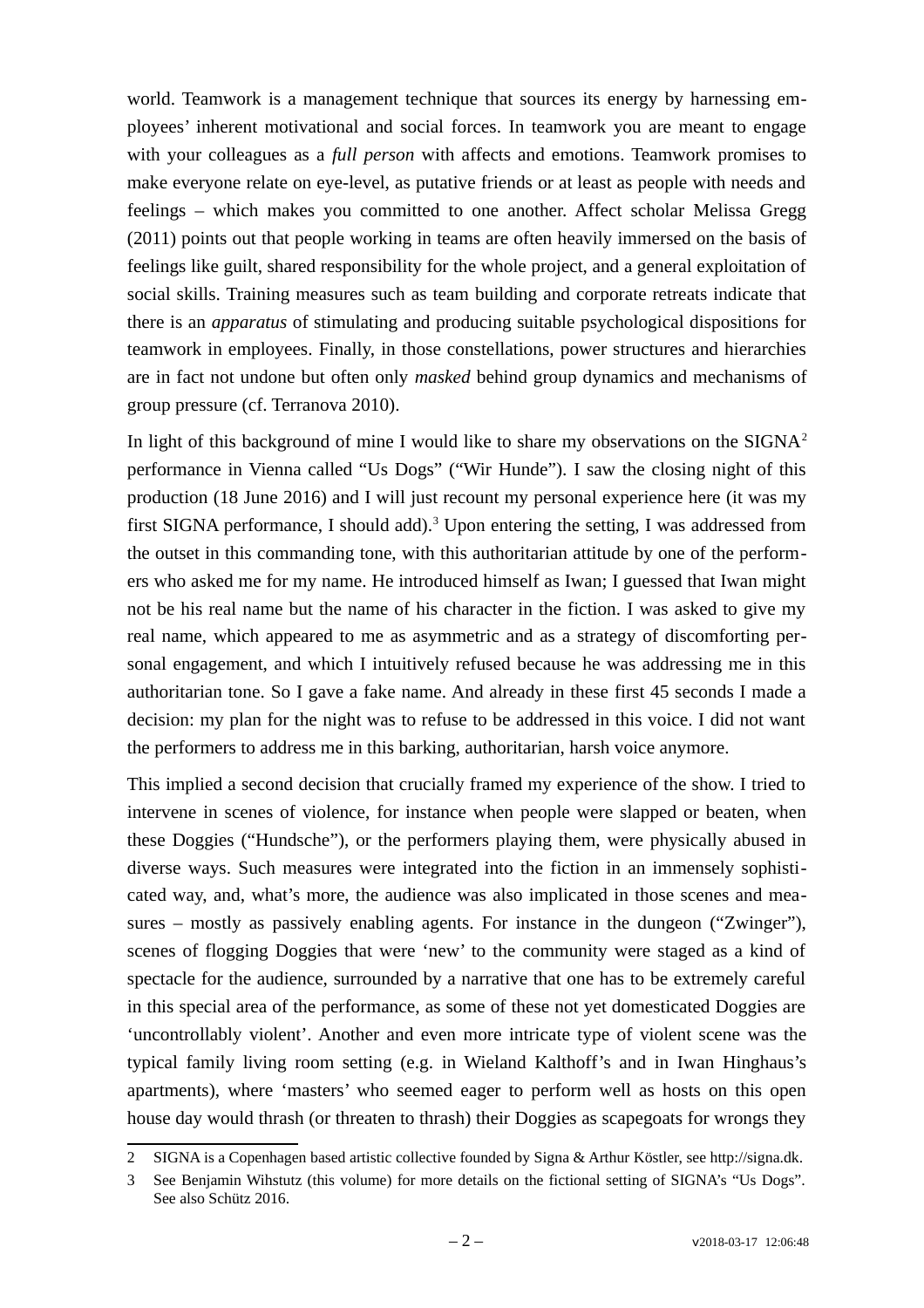world. Teamwork is a management technique that sources its energy by harnessing employees' inherent motivational and social forces. In teamwork you are meant to engage with your colleagues as a *full person* with affects and emotions. Teamwork promises to make everyone relate on eye-level, as putative friends or at least as people with needs and feelings – which makes you committed to one another. Affect scholar Melissa Gregg (2011) points out that people working in teams are often heavily immersed on the basis of feelings like guilt, shared responsibility for the whole project, and a general exploitation of social skills. Training measures such as team building and corporate retreats indicate that there is an *apparatus* of stimulating and producing suitable psychological dispositions for teamwork in employees. Finally, in those constellations, power structures and hierarchies are in fact not undone but often only *masked* behind group dynamics and mechanisms of group pressure (cf. Terranova 2010).

In light of this background of mine I would like to share my observations on the SIGNA[2] performance in Vienna called "Us Dogs" ("Wir Hunde"). I saw the closing night of this production (18 June 2016) and I will just recount my personal experience here (it was my first SIGNA performance, I should add).[3] Upon entering the setting, I was addressed from the outset in this commanding tone, with this authoritarian attitude by one of the performers who asked me for my name. He introduced himself as Iwan; I guessed that Iwan might not be his real name but the name of his character in the fiction. I was asked to give my real name, which appeared to me as asymmetric and as a strategy of discomforting personal engagement, and which I intuitively refused because he was addressing me in this authoritarian tone. So I gave a fake name. And already in these first 45 seconds I made a decision: my plan for the night was to refuse to be addressed in this voice. I did not want the performers to address me in this barking, authoritarian, harsh voice anymore.

This implied a second decision that crucially framed my experience of the show. I tried to intervene in scenes of violence, for instance when people were slapped or beaten, when these Doggies ("Hundsche"), or the performers playing them, were physically abused in diverse ways. Such measures were integrated into the fiction in an immensely sophisticated way, and, what's more, the audience was also implicated in those scenes and measures – mostly as passively enabling agents. For instance in the dungeon ("Zwinger"), scenes of flogging Doggies that were 'new' to the community were staged as a kind of spectacle for the audience, surrounded by a narrative that one has to be extremely careful in this special area of the performance, as some of these not yet domesticated Doggies are 'uncontrollably violent'. Another and even more intricate type of violent scene was the typical family living room setting (e.g. in Wieland Kalthoff's and in Iwan Hinghaus's apartments), where 'masters' who seemed eager to perform well as hosts on this open house day would thrash (or threaten to thrash) their Doggies as scapegoats for wrongs they

---

2 SIGNA is a Copenhagen based artistic collective founded by Signa & Arthur Köstler, see http://signa.dk.

3 See Benjamin Wihstutz (this volume) for more details on the fictional setting of SIGNA's "Us Dogs". See also Schütz 2016.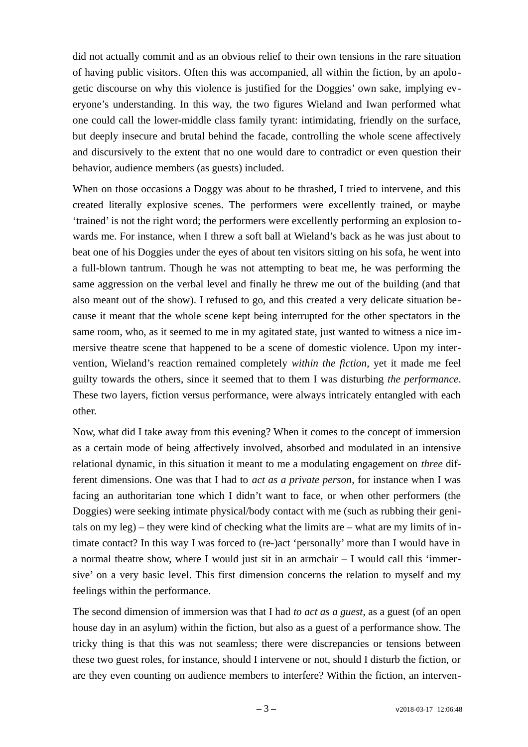did not actually commit and as an obvious relief to their own tensions in the rare situation of having public visitors. Often this was accompanied, all within the fiction, by an apologetic discourse on why this violence is justified for the Doggies' own sake, implying everyone's understanding. In this way, the two figures Wieland and Iwan performed what one could call the lower-middle class family tyrant: intimidating, friendly on the surface, but deeply insecure and brutal behind the facade, controlling the whole scene affectively and discursively to the extent that no one would dare to contradict or even question their behavior, audience members (as guests) included.

When on those occasions a Doggy was about to be thrashed, I tried to intervene, and this created literally explosive scenes. The performers were excellently trained, or maybe 'trained' is not the right word; the performers were excellently performing an explosion towards me. For instance, when I threw a soft ball at Wieland's back as he was just about to beat one of his Doggies under the eyes of about ten visitors sitting on his sofa, he went into a full-blown tantrum. Though he was not attempting to beat me, he was performing the same aggression on the verbal level and finally he threw me out of the building (and that also meant out of the show). I refused to go, and this created a very delicate situation because it meant that the whole scene kept being interrupted for the other spectators in the same room, who, as it seemed to me in my agitated state, just wanted to witness a nice immersive theatre scene that happened to be a scene of domestic violence. Upon my intervention, Wieland's reaction remained completely *within the fiction*, yet it made me feel guilty towards the others, since it seemed that to them I was disturbing *the performance*. These two layers, fiction versus performance, were always intricately entangled with each other.

Now, what did I take away from this evening? When it comes to the concept of immersion as a certain mode of being affectively involved, absorbed and modulated in an intensive relational dynamic, in this situation it meant to me a modulating engagement on *three* different dimensions. One was that I had to *act as a private person*, for instance when I was facing an authoritarian tone which I didn't want to face, or when other performers (the Doggies) were seeking intimate physical/body contact with me (such as rubbing their genitals on my leg) – they were kind of checking what the limits are – what are my limits of intimate contact? In this way I was forced to (re-)act 'personally' more than I would have in a normal theatre show, where I would just sit in an armchair – I would call this 'immersive' on a very basic level. This first dimension concerns the relation to myself and my feelings within the performance.

The second dimension of immersion was that I had *to act as a guest*, as a guest (of an open house day in an asylum) within the fiction, but also as a guest of a performance show. The tricky thing is that this was not seamless; there were discrepancies or tensions between these two guest roles, for instance, should I intervene or not, should I disturb the fiction, or are they even counting on audience members to interfere? Within the fiction, an interven-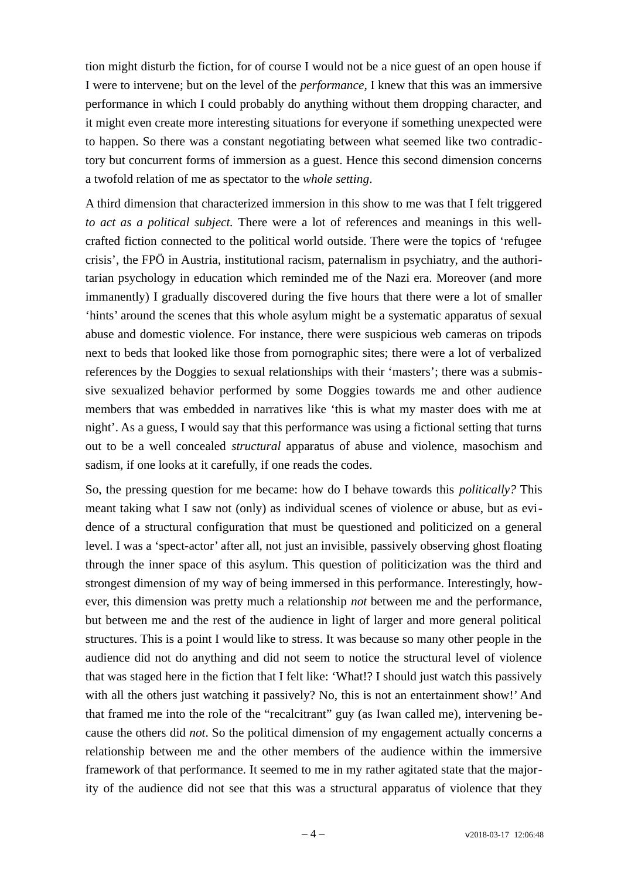tion might disturb the fiction, for of course I would not be a nice guest of an open house if I were to intervene; but on the level of the *performance*, I knew that this was an immersive performance in which I could probably do anything without them dropping character, and it might even create more interesting situations for everyone if something unexpected were to happen. So there was a constant negotiating between what seemed like two contradictory but concurrent forms of immersion as a guest. Hence this second dimension concerns a twofold relation of me as spectator to the *whole setting*.

A third dimension that characterized immersion in this show to me was that I felt triggered *to act as a political subject.* There were a lot of references and meanings in this well-crafted fiction connected to the political world outside. There were the topics of 'refugee crisis', the FPÖ in Austria, institutional racism, paternalism in psychiatry, and the authoritarian psychology in education which reminded me of the Nazi era. Moreover (and more immanently) I gradually discovered during the five hours that there were a lot of smaller 'hints' around the scenes that this whole asylum might be a systematic apparatus of sexual abuse and domestic violence. For instance, there were suspicious web cameras on tripods next to beds that looked like those from pornographic sites; there were a lot of verbalized references by the Doggies to sexual relationships with their 'masters'; there was a submissive sexualized behavior performed by some Doggies towards me and other audience members that was embedded in narratives like 'this is what my master does with me at night'. As a guess, I would say that this performance was using a fictional setting that turns out to be a well concealed *structural* apparatus of abuse and violence, masochism and sadism, if one looks at it carefully, if one reads the codes.

So, the pressing question for me became: how do I behave towards this *politically?* This meant taking what I saw not (only) as individual scenes of violence or abuse, but as evidence of a structural configuration that must be questioned and politicized on a general level. I was a 'spect-actor' after all, not just an invisible, passively observing ghost floating through the inner space of this asylum. This question of politicization was the third and strongest dimension of my way of being immersed in this performance. Interestingly, however, this dimension was pretty much a relationship *not* between me and the performance, but between me and the rest of the audience in light of larger and more general political structures. This is a point I would like to stress. It was because so many other people in the audience did not do anything and did not seem to notice the structural level of violence that was staged here in the fiction that I felt like: 'What!? I should just watch this passively with all the others just watching it passively? No, this is not an entertainment show!' And that framed me into the role of the "recalcitrant" guy (as Iwan called me), intervening because the others did *not*. So the political dimension of my engagement actually concerns a relationship between me and the other members of the audience within the immersive framework of that performance. It seemed to me in my rather agitated state that the majority of the audience did not see that this was a structural apparatus of violence that they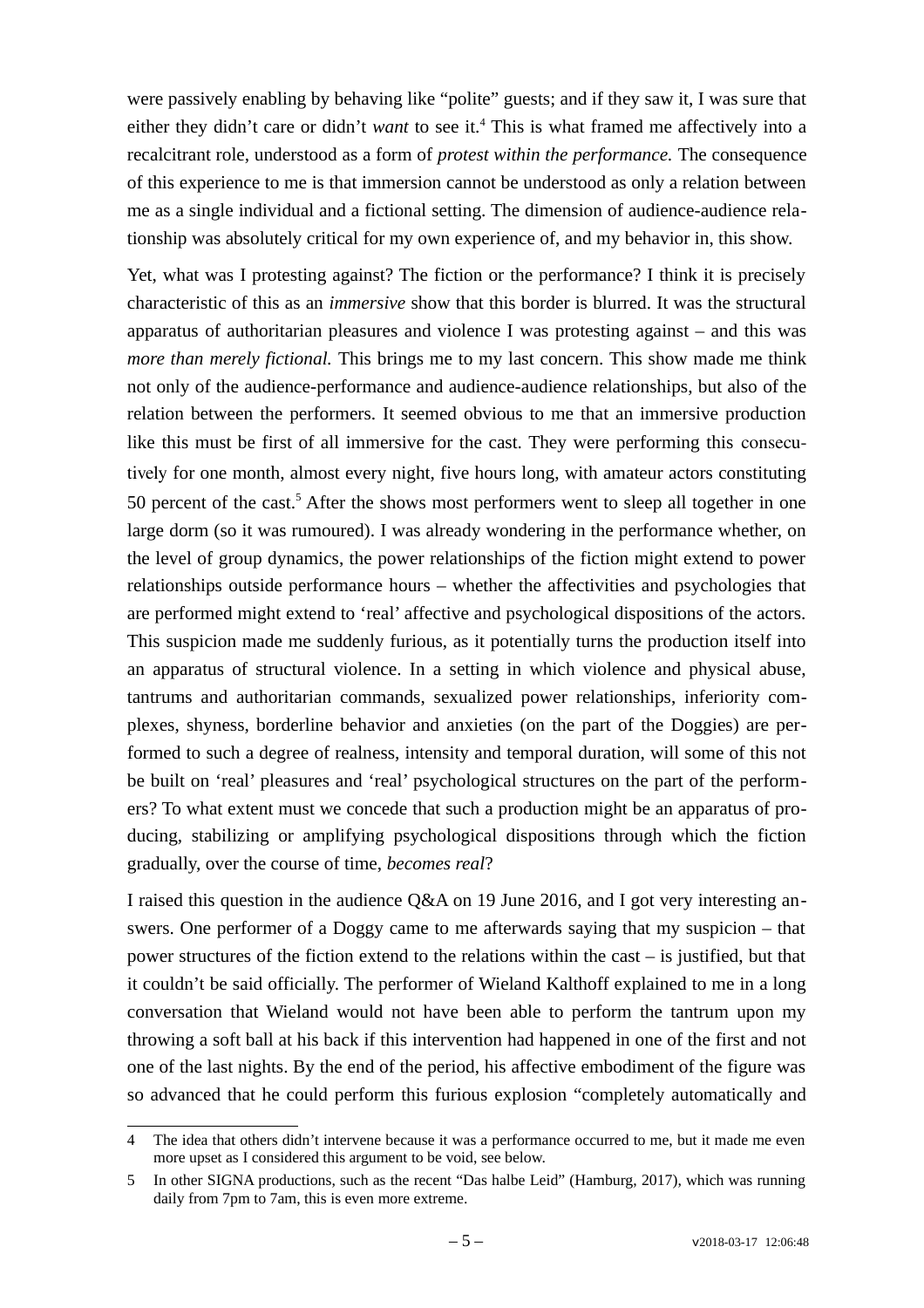were passively enabling by behaving like "polite" guests; and if they saw it, I was sure that either they didn't care or didn't *want* to see it.[4] This is what framed me affectively into a recalcitrant role, understood as a form of *protest within the performance.* The consequence of this experience to me is that immersion cannot be understood as only a relation between me as a single individual and a fictional setting. The dimension of audience-audience relationship was absolutely critical for my own experience of, and my behavior in, this show.

Yet, what was I protesting against? The fiction or the performance? I think it is precisely characteristic of this as an *immersive* show that this border is blurred. It was the structural apparatus of authoritarian pleasures and violence I was protesting against – and this was *more than merely fictional.* This brings me to my last concern. This show made me think not only of the audience-performance and audience-audience relationships, but also of the relation between the performers. It seemed obvious to me that an immersive production like this must be first of all immersive for the cast. They were performing this consecutively for one month, almost every night, five hours long, with amateur actors constituting 50 percent of the cast.[5] After the shows most performers went to sleep all together in one large dorm (so it was rumoured). I was already wondering in the performance whether, on the level of group dynamics, the power relationships of the fiction might extend to power relationships outside performance hours – whether the affectivities and psychologies that are performed might extend to 'real' affective and psychological dispositions of the actors. This suspicion made me suddenly furious, as it potentially turns the production itself into an apparatus of structural violence. In a setting in which violence and physical abuse, tantrums and authoritarian commands, sexualized power relationships, inferiority complexes, shyness, borderline behavior and anxieties (on the part of the Doggies) are performed to such a degree of realness, intensity and temporal duration, will some of this not be built on 'real' pleasures and 'real' psychological structures on the part of the performers? To what extent must we concede that such a production might be an apparatus of producing, stabilizing or amplifying psychological dispositions through which the fiction gradually, over the course of time, *becomes real*?

I raised this question in the audience Q&A on 19 June 2016, and I got very interesting answers. One performer of a Doggy came to me afterwards saying that my suspicion – that power structures of the fiction extend to the relations within the cast – is justified, but that it couldn't be said officially. The performer of Wieland Kalthoff explained to me in a long conversation that Wieland would not have been able to perform the tantrum upon my throwing a soft ball at his back if this intervention had happened in one of the first and not one of the last nights. By the end of the period, his affective embodiment of the figure was so advanced that he could perform this furious explosion "completely automatically and

---

4 The idea that others didn't intervene because it was a performance occurred to me, but it made me even more upset as I considered this argument to be void, see below.

5 In other SIGNA productions, such as the recent "Das halbe Leid" (Hamburg, 2017), which was running daily from 7pm to 7am, this is even more extreme.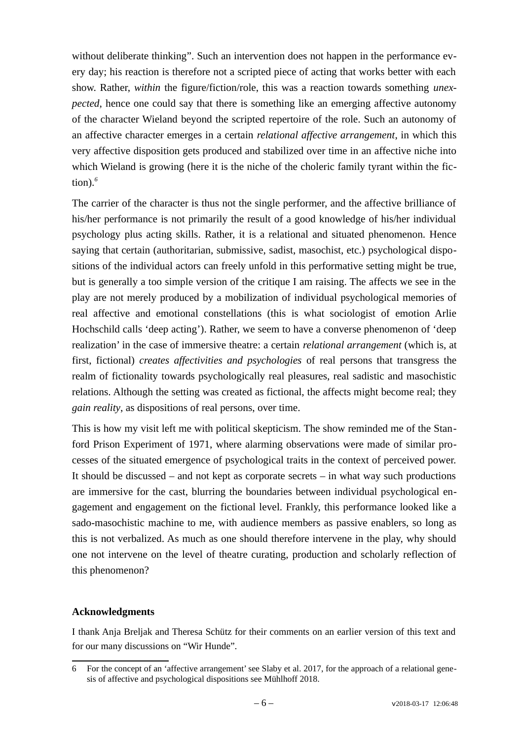without deliberate thinking". Such an intervention does not happen in the performance every day; his reaction is therefore not a scripted piece of acting that works better with each show. Rather, *within* the figure/fiction/role, this was a reaction towards something *unexpected*, hence one could say that there is something like an emerging affective autonomy of the character Wieland beyond the scripted repertoire of the role. Such an autonomy of an affective character emerges in a certain *relational affective arrangement*, in which this very affective disposition gets produced and stabilized over time in an affective niche into which Wieland is growing (here it is the niche of the choleric family tyrant within the fiction).[6]

The carrier of the character is thus not the single performer, and the affective brilliance of his/her performance is not primarily the result of a good knowledge of his/her individual psychology plus acting skills. Rather, it is a relational and situated phenomenon. Hence saying that certain (authoritarian, submissive, sadist, masochist, etc.) psychological dispositions of the individual actors can freely unfold in this performative setting might be true, but is generally a too simple version of the critique I am raising. The affects we see in the play are not merely produced by a mobilization of individual psychological memories of real affective and emotional constellations (this is what sociologist of emotion Arlie Hochschild calls 'deep acting'). Rather, we seem to have a converse phenomenon of 'deep realization' in the case of immersive theatre: a certain *relational arrangement* (which is, at first, fictional) *creates affectivities and psychologies* of real persons that transgress the realm of fictionality towards psychologically real pleasures, real sadistic and masochistic relations. Although the setting was created as fictional, the affects might become real; they *gain reality*, as dispositions of real persons, over time.

This is how my visit left me with political skepticism. The show reminded me of the Stanford Prison Experiment of 1971, where alarming observations were made of similar processes of the situated emergence of psychological traits in the context of perceived power. It should be discussed – and not kept as corporate secrets – in what way such productions are immersive for the cast, blurring the boundaries between individual psychological engagement and engagement on the fictional level. Frankly, this performance looked like a sado-masochistic machine to me, with audience members as passive enablers, so long as this is not verbalized. As much as one should therefore intervene in the play, why should one not intervene on the level of theatre curating, production and scholarly reflection of this phenomenon?

## Acknowledgments

I thank Anja Breljak and Theresa Schütz for their comments on an earlier version of this text and for our many discussions on "Wir Hunde".

---

6 For the concept of an 'affective arrangement' see Slaby et al. 2017, for the approach of a relational genesis of affective and psychological dispositions see Mühlhoff 2018.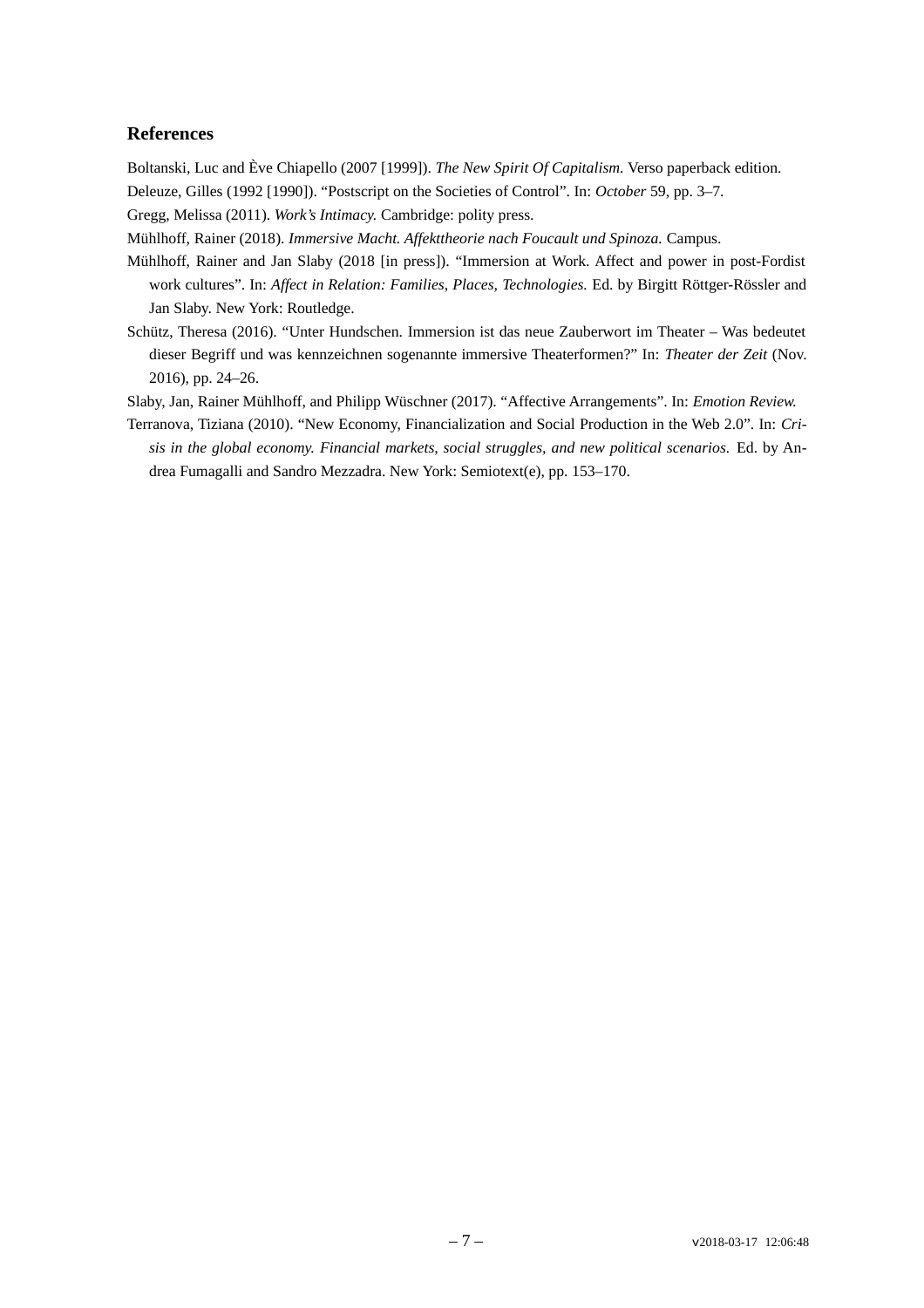## References

Boltanski, Luc and Ève Chiapello (2007 [1999]). *The New Spirit Of Capitalism.* Verso paperback edition.

Deleuze, Gilles (1992 [1990]). "Postscript on the Societies of Control". In: *October* 59, pp. 3–7.

Gregg, Melissa (2011). *Work's Intimacy.* Cambridge: polity press.

Mühlhoff, Rainer (2018). *Immersive Macht. Affekttheorie nach Foucault und Spinoza.* Campus.

Mühlhoff, Rainer and Jan Slaby (2018 [in press]). "Immersion at Work. Affect and power in post-Fordist work cultures". In: *Affect in Relation: Families, Places, Technologies.* Ed. by Birgitt Röttger-Rössler and Jan Slaby. New York: Routledge.

Schütz, Theresa (2016). "Unter Hundschen. Immersion ist das neue Zauberwort im Theater – Was bedeutet dieser Begriff und was kennzeichnen sogenannte immersive Theaterformen?" In: *Theater der Zeit* (Nov. 2016), pp. 24–26.

Slaby, Jan, Rainer Mühlhoff, and Philipp Wüschner (2017). "Affective Arrangements". In: *Emotion Review.*

Terranova, Tiziana (2010). "New Economy, Financialization and Social Production in the Web 2.0". In: *Crisis in the global economy. Financial markets, social struggles, and new political scenarios.* Ed. by Andrea Fumagalli and Sandro Mezzadra. New York: Semiotext(e), pp. 153–170.